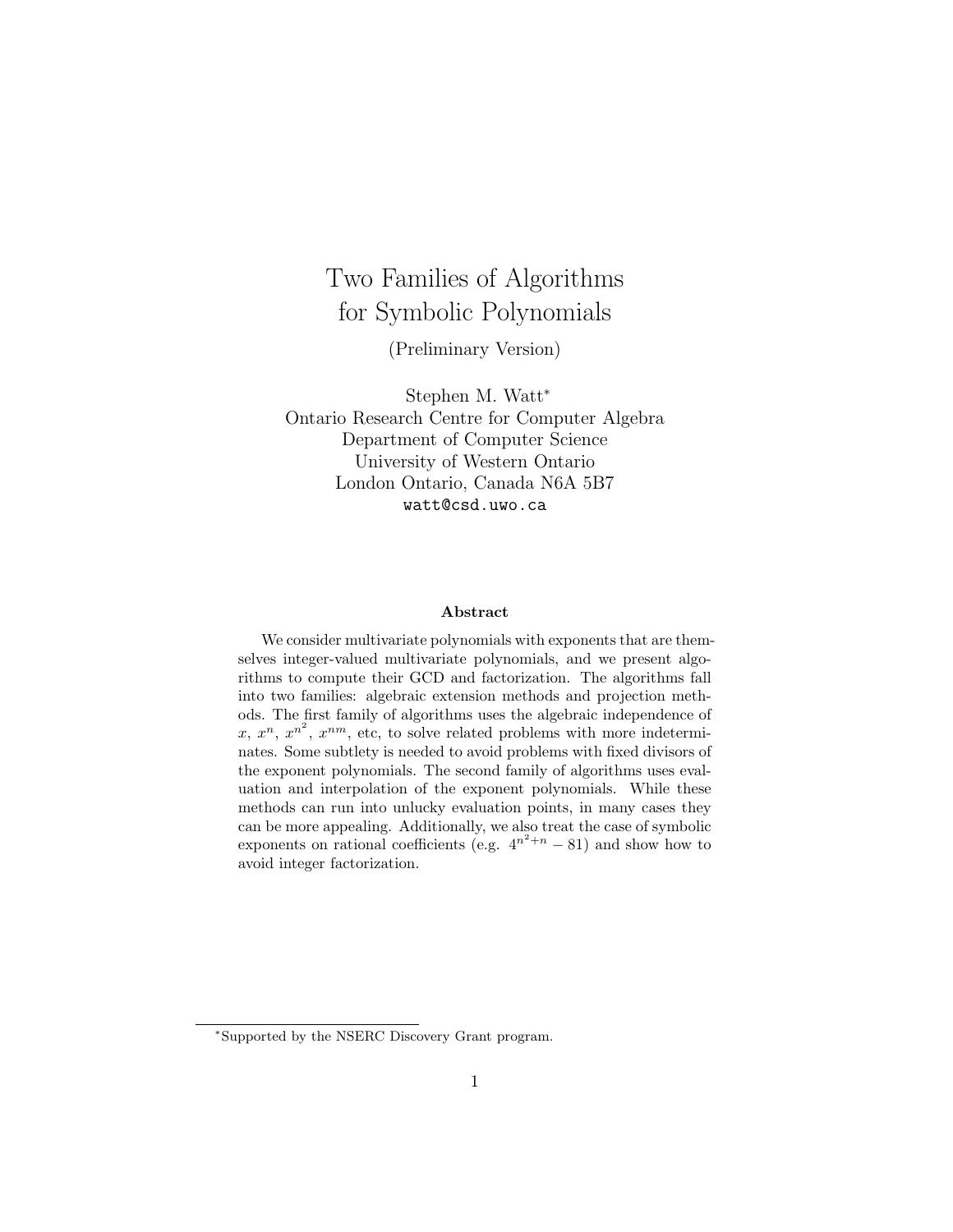# Two Families of Algorithms for Symbolic Polynomials

(Preliminary Version)

Stephen M. Watt*
Ontario Research Centre for Computer Algebra
Department of Computer Science
University of Western Ontario
London Ontario, Canada N6A 5B7
watt@csd.uwo.ca

**Abstract**

We consider multivariate polynomials with exponents that are themselves integer-valued multivariate polynomials, and we present algorithms to compute their GCD and factorization. The algorithms fall into two families: algebraic extension methods and projection methods. The first family of algorithms uses the algebraic independence of $x$, $x^n$, $x^{n^2}$, $x^{nm}$, etc, to solve related problems with more indeterminates. Some subtlety is needed to avoid problems with fixed divisors of the exponent polynomials. The second family of algorithms uses evaluation and interpolation of the exponent polynomials. While these methods can run into unlucky evaluation points, in many cases they can be more appealing. Additionally, we also treat the case of symbolic exponents on rational coefficients (e.g. $4^{n^2+n} - 81$) and show how to avoid integer factorization.

*Supported by the NSERC Discovery Grant program.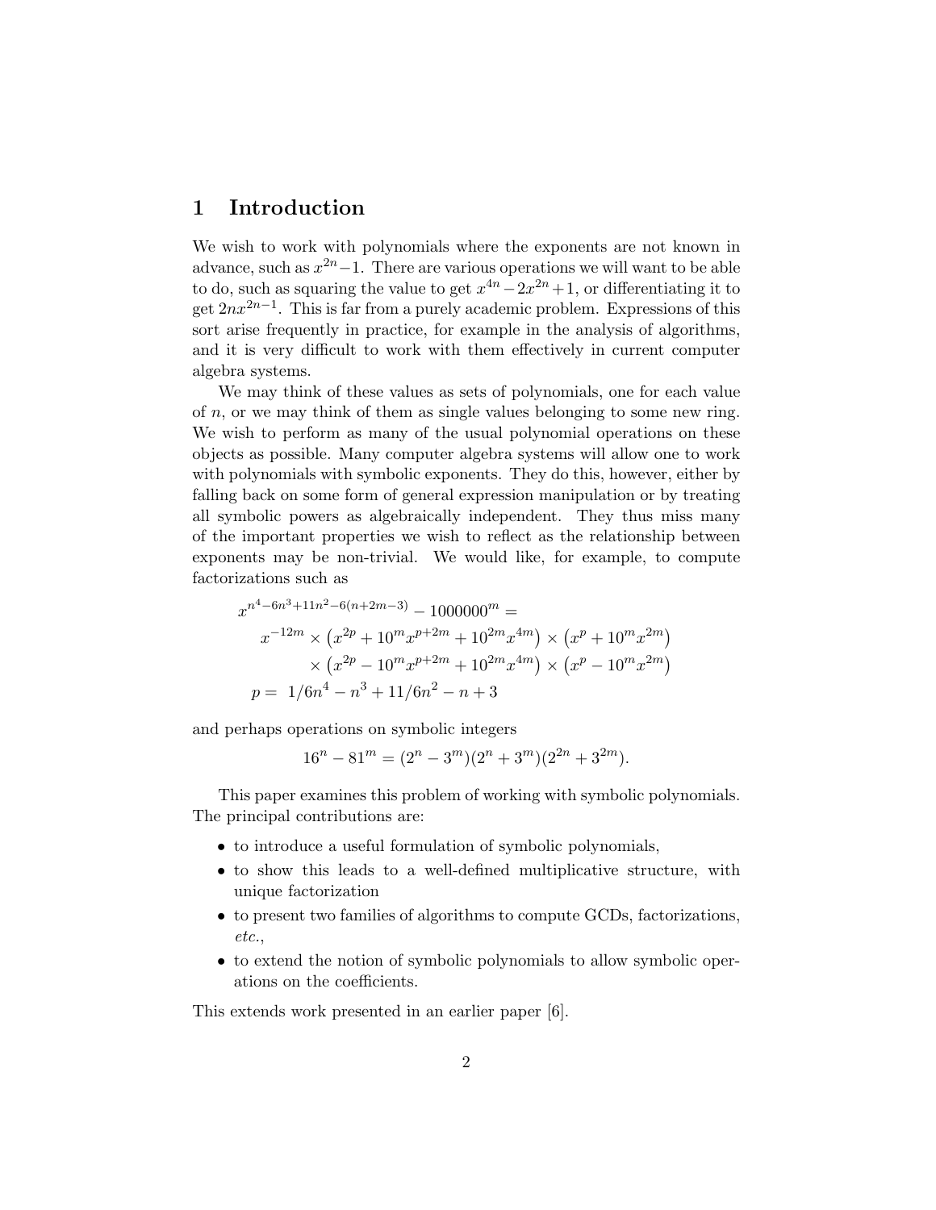# 1 Introduction

We wish to work with polynomials where the exponents are not known in advance, such as $x^{2n}-1$. There are various operations we will want to be able to do, such as squaring the value to get $x^{4n}-2x^{2n}+1$, or differentiating it to get $2nx^{2n-1}$. This is far from a purely academic problem. Expressions of this sort arise frequently in practice, for example in the analysis of algorithms, and it is very difficult to work with them effectively in current computer algebra systems.

We may think of these values as sets of polynomials, one for each value of $n$, or we may think of them as single values belonging to some new ring. We wish to perform as many of the usual polynomial operations on these objects as possible. Many computer algebra systems will allow one to work with polynomials with symbolic exponents. They do this, however, either by falling back on some form of general expression manipulation or by treating all symbolic powers as algebraically independent. They thus miss many of the important properties we wish to reflect as the relationship between exponents may be non-trivial. We would like, for example, to compute factorizations such as

$$
\begin{aligned}
&x^{n^4-6n^3+11n^2-6(n+2m-3)} - 1000000^m = \\
&\quad x^{-12m} \times \left(x^{2p} + 10^m x^{p+2m} + 10^{2m} x^{4m}\right) \times \left(x^p + 10^m x^{2m}\right) \\
&\qquad \times \left(x^{2p} - 10^m x^{p+2m} + 10^{2m} x^{4m}\right) \times \left(x^p - 10^m x^{2m}\right) \\
&p = \ 1/6n^4 - n^3 + 11/6n^2 - n + 3
\end{aligned}
$$

and perhaps operations on symbolic integers

$$
16^n - 81^m = (2^n - 3^m)(2^n + 3^m)(2^{2n} + 3^{2m}).
$$

This paper examines this problem of working with symbolic polynomials. The principal contributions are:

- to introduce a useful formulation of symbolic polynomials,
- to show this leads to a well-defined multiplicative structure, with unique factorization
- to present two families of algorithms to compute GCDs, factorizations, *etc.*,
- to extend the notion of symbolic polynomials to allow symbolic operations on the coefficients.

This extends work presented in an earlier paper [6].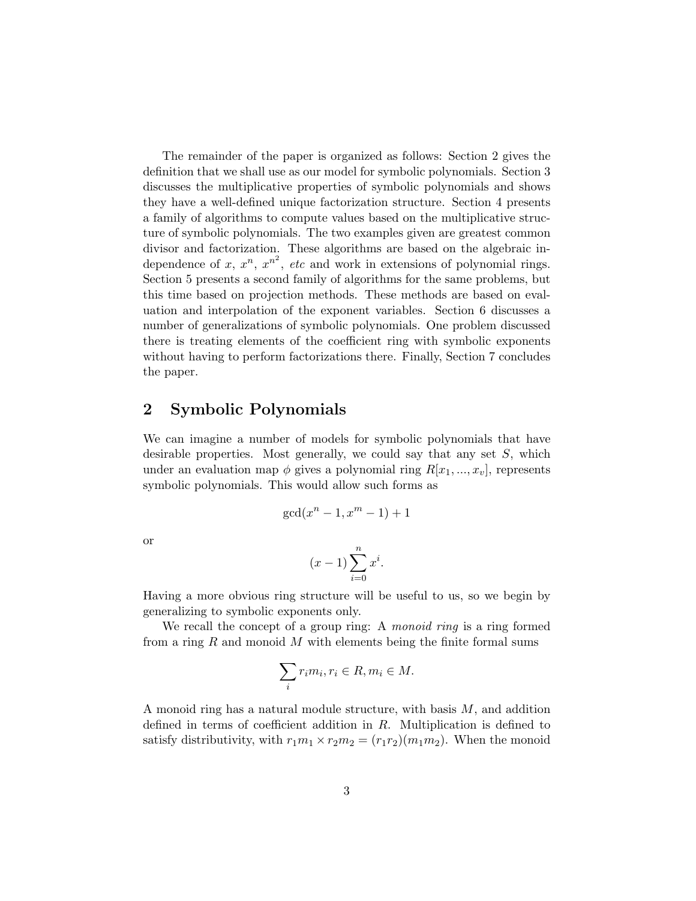The remainder of the paper is organized as follows: Section 2 gives the definition that we shall use as our model for symbolic polynomials. Section 3 discusses the multiplicative properties of symbolic polynomials and shows they have a well-defined unique factorization structure. Section 4 presents a family of algorithms to compute values based on the multiplicative structure of symbolic polynomials. The two examples given are greatest common divisor and factorization. These algorithms are based on the algebraic independence of $x$, $x^n$, $x^{n^2}$, *etc* and work in extensions of polynomial rings. Section 5 presents a second family of algorithms for the same problems, but this time based on projection methods. These methods are based on evaluation and interpolation of the exponent variables. Section 6 discusses a number of generalizations of symbolic polynomials. One problem discussed there is treating elements of the coefficient ring with symbolic exponents without having to perform factorizations there. Finally, Section 7 concludes the paper.

## 2 Symbolic Polynomials

We can imagine a number of models for symbolic polynomials that have desirable properties. Most generally, we could say that any set $S$, which under an evaluation map $\phi$ gives a polynomial ring $R[x_1, ..., x_v]$, represents symbolic polynomials. This would allow such forms as

$$\gcd(x^n - 1, x^m - 1) + 1$$

or

$$(x-1)\sum_{i=0}^{n} x^i.$$

Having a more obvious ring structure will be useful to us, so we begin by generalizing to symbolic exponents only.

We recall the concept of a group ring: A *monoid ring* is a ring formed from a ring $R$ and monoid $M$ with elements being the finite formal sums

$$\sum_i r_i m_i, r_i \in R, m_i \in M.$$

A monoid ring has a natural module structure, with basis $M$, and addition defined in terms of coefficient addition in $R$. Multiplication is defined to satisfy distributivity, with $r_1 m_1 \times r_2 m_2 = (r_1 r_2)(m_1 m_2)$. When the monoid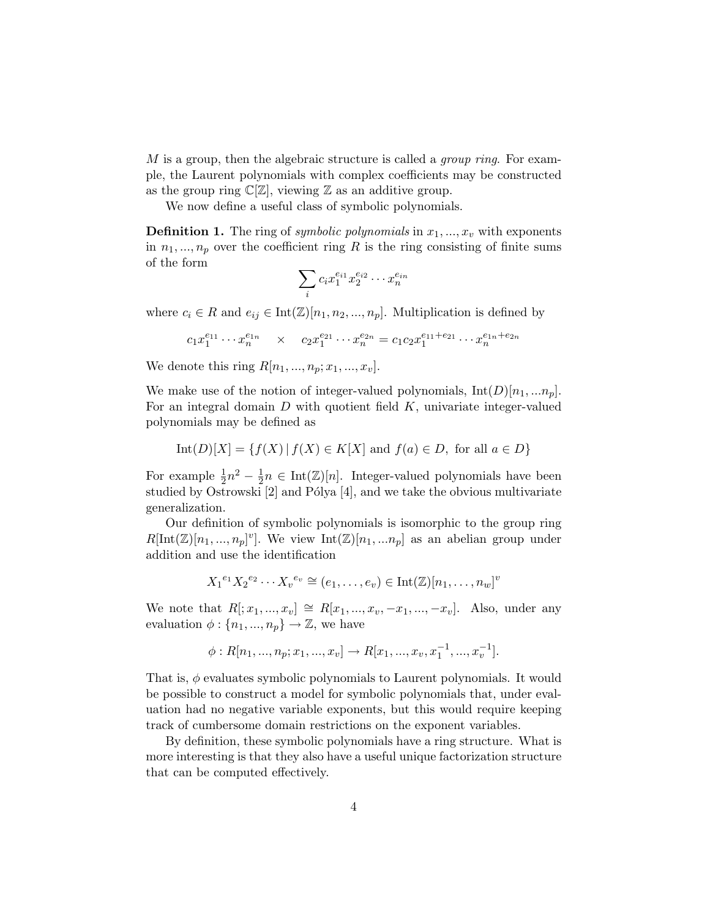$M$ is a group, then the algebraic structure is called a *group ring*. For example, the Laurent polynomials with complex coefficients may be constructed as the group ring $\mathbb{C}[\mathbb{Z}]$, viewing $\mathbb{Z}$ as an additive group.

We now define a useful class of symbolic polynomials.

**Definition 1.** The ring of *symbolic polynomials* in $x_1, ..., x_v$ with exponents in $n_1, ..., n_p$ over the coefficient ring $R$ is the ring consisting of finite sums of the form

$$\sum_i c_i x_1^{e_{i1}} x_2^{e_{i2}} \cdots x_n^{e_{in}}$$

where $c_i \in R$ and $e_{ij} \in \mathrm{Int}(\mathbb{Z})[n_1, n_2, ..., n_p]$. Multiplication is defined by

$$c_1 x_1^{e_{11}} \cdots x_n^{e_{1n}} \quad \times \quad c_2 x_1^{e_{21}} \cdots x_n^{e_{2n}} = c_1 c_2 x_1^{e_{11}+e_{21}} \cdots x_n^{e_{1n}+e_{2n}}$$

We denote this ring $R[n_1, ..., n_p; x_1, ..., x_v]$.

We make use of the notion of integer-valued polynomials, $\mathrm{Int}(D)[n_1, ...n_p]$. For an integral domain $D$ with quotient field $K$, univariate integer-valued polynomials may be defined as

$$\mathrm{Int}(D)[X] = \{f(X) \,|\, f(X) \in K[X] \text{ and } f(a) \in D, \text{ for all } a \in D\}$$

For example $\frac{1}{2}n^2 - \frac{1}{2}n \in \mathrm{Int}(\mathbb{Z})[n]$. Integer-valued polynomials have been studied by Ostrowski [2] and Pólya [4], and we take the obvious multivariate generalization.

Our definition of symbolic polynomials is isomorphic to the group ring $R[\mathrm{Int}(\mathbb{Z})[n_1, ..., n_p]^v]$. We view $\mathrm{Int}(\mathbb{Z})[n_1, ...n_p]$ as an abelian group under addition and use the identification

$$X_1{}^{e_1} X_2{}^{e_2} \cdots X_v{}^{e_v} \cong (e_1, \ldots, e_v) \in \mathrm{Int}(\mathbb{Z})[n_1, \ldots, n_w]^v$$

We note that $R[; x_1, ..., x_v] \cong R[x_1, ..., x_v, -x_1, ..., -x_v]$. Also, under any evaluation $\phi : \{n_1, ..., n_p\} \to \mathbb{Z}$, we have

$$\phi : R[n_1, ..., n_p; x_1, ..., x_v] \to R[x_1, ..., x_v, x_1^{-1}, ..., x_v^{-1}].$$

That is, $\phi$ evaluates symbolic polynomials to Laurent polynomials. It would be possible to construct a model for symbolic polynomials that, under evaluation had no negative variable exponents, but this would require keeping track of cumbersome domain restrictions on the exponent variables.

By definition, these symbolic polynomials have a ring structure. What is more interesting is that they also have a useful unique factorization structure that can be computed effectively.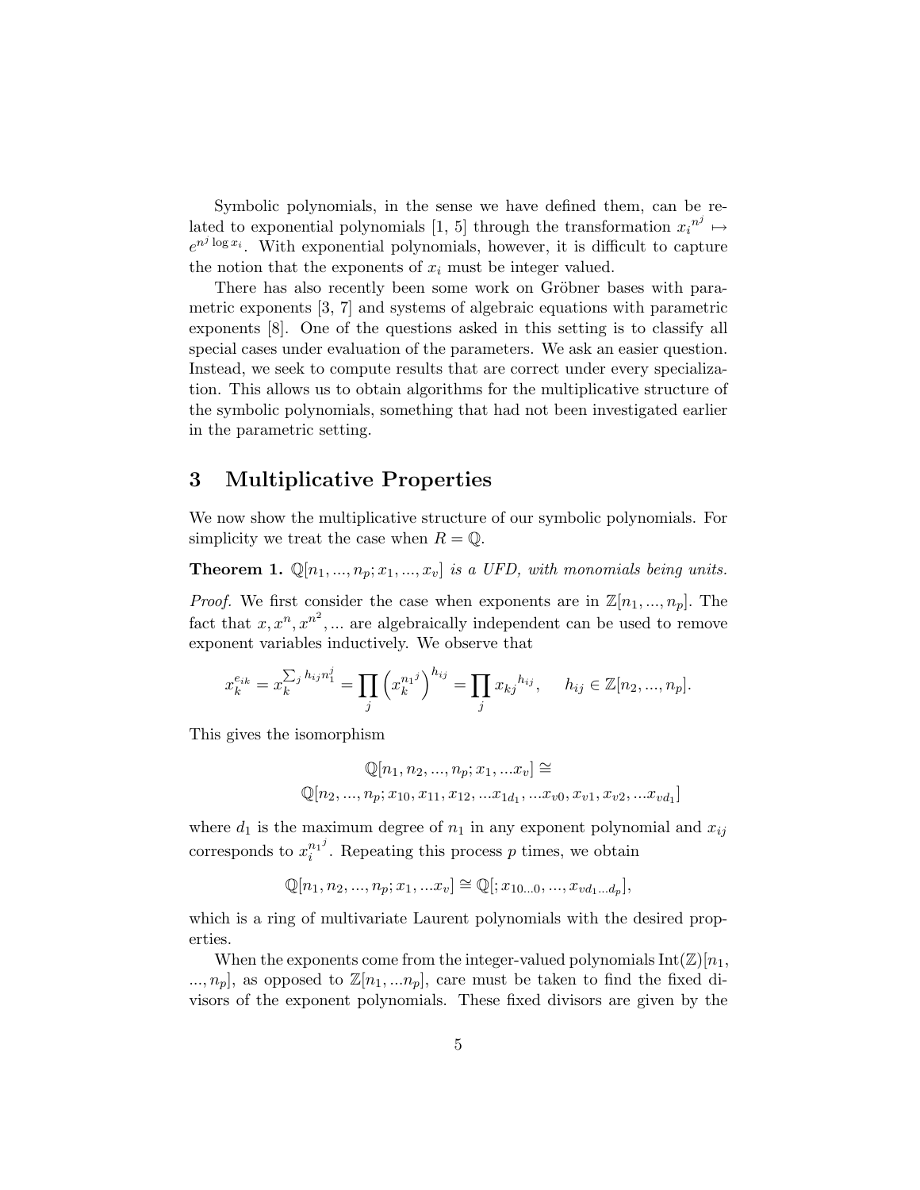Symbolic polynomials, in the sense we have defined them, can be related to exponential polynomials [1, 5] through the transformation ${x_i}^{n^j} \mapsto e^{n^j \log x_i}$. With exponential polynomials, however, it is difficult to capture the notion that the exponents of $x_i$ must be integer valued.

There has also recently been some work on Gröbner bases with parametric exponents [3, 7] and systems of algebraic equations with parametric exponents [8]. One of the questions asked in this setting is to classify all special cases under evaluation of the parameters. We ask an easier question. Instead, we seek to compute results that are correct under every specialization. This allows us to obtain algorithms for the multiplicative structure of the symbolic polynomials, something that had not been investigated earlier in the parametric setting.

## 3 Multiplicative Properties

We now show the multiplicative structure of our symbolic polynomials. For simplicity we treat the case when $R = \mathbb{Q}$.

**Theorem 1.** *$\mathbb{Q}[n_1, ..., n_p; x_1, ..., x_v]$ is a UFD, with monomials being units.*

*Proof.* We first consider the case when exponents are in $\mathbb{Z}[n_1, ..., n_p]$. The fact that $x, x^n, x^{n^2}, ...$ are algebraically independent can be used to remove exponent variables inductively. We observe that

$$x_k^{e_{ik}} = x_k^{\sum_j h_{ij} n_1^j} = \prod_j \left( x_k^{{n_1}^j} \right)^{h_{ij}} = \prod_j {x_{kj}}^{h_{ij}}, \qquad h_{ij} \in \mathbb{Z}[n_2, ..., n_p].$$

This gives the isomorphism

$$\begin{gathered} \mathbb{Q}[n_1, n_2, ..., n_p; x_1, ...x_v] \cong \\ \mathbb{Q}[n_2, ..., n_p; x_{10}, x_{11}, x_{12}, ...x_{1d_1}, ...x_{v0}, x_{v1}, x_{v2}, ...x_{vd_1}] \end{gathered}$$

where $d_1$ is the maximum degree of $n_1$ in any exponent polynomial and $x_{ij}$ corresponds to $x_i^{{n_1}^j}$. Repeating this process $p$ times, we obtain

$$\mathbb{Q}[n_1, n_2, ..., n_p; x_1, ...x_v] \cong \mathbb{Q}[; x_{10...0}, ..., x_{vd_1...d_p}],$$

which is a ring of multivariate Laurent polynomials with the desired properties.

When the exponents come from the integer-valued polynomials $\mathrm{Int}(\mathbb{Z})[n_1, ..., n_p]$, as opposed to $\mathbb{Z}[n_1, ...n_p]$, care must be taken to find the fixed divisors of the exponent polynomials. These fixed divisors are given by the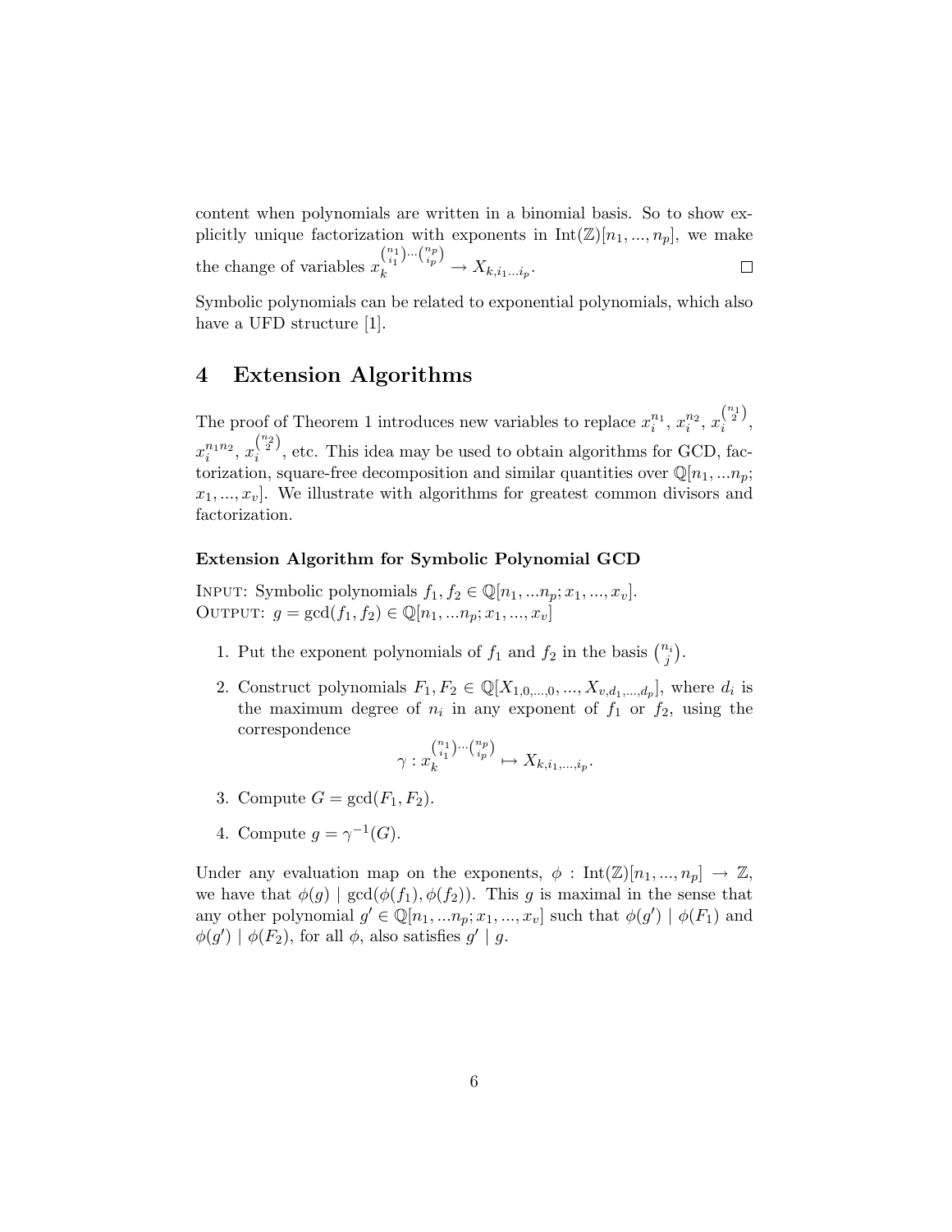content when polynomials are written in a binomial basis. So to show explicitly unique factorization with exponents in $\text{Int}(\mathbb{Z})[n_1, ..., n_p]$, we make the change of variables $x_k^{\binom{n_1}{i_1}\cdots\binom{n_p}{i_p}} \to X_{k,i_1...i_p}$. □

Symbolic polynomials can be related to exponential polynomials, which also have a UFD structure [1].

## 4 Extension Algorithms

The proof of Theorem 1 introduces new variables to replace $x_i^{n_1}$, $x_i^{n_2}$, $x_i^{\binom{n_1}{2}}$, $x_i^{n_1 n_2}$, $x_i^{\binom{n_2}{2}}$, etc. This idea may be used to obtain algorithms for GCD, factorization, square-free decomposition and similar quantities over $\mathbb{Q}[n_1, ...n_p; x_1, ..., x_v]$. We illustrate with algorithms for greatest common divisors and factorization.

**Extension Algorithm for Symbolic Polynomial GCD**

Input: Symbolic polynomials $f_1, f_2 \in \mathbb{Q}[n_1, ...n_p; x_1, ..., x_v]$.
Output: $g = \gcd(f_1, f_2) \in \mathbb{Q}[n_1, ...n_p; x_1, ..., x_v]$

1. Put the exponent polynomials of $f_1$ and $f_2$ in the basis $\binom{n_i}{j}$.
2. Construct polynomials $F_1, F_2 \in \mathbb{Q}[X_{1,0,...,0}, ..., X_{v,d_1,...,d_p}]$, where $d_i$ is the maximum degree of $n_i$ in any exponent of $f_1$ or $f_2$, using the correspondence
$$\gamma : x_k^{\binom{n_1}{i_1}\cdots\binom{n_p}{i_p}} \mapsto X_{k,i_1,...,i_p}.$$
3. Compute $G = \gcd(F_1, F_2)$.
4. Compute $g = \gamma^{-1}(G)$.

Under any evaluation map on the exponents, $\phi : \text{Int}(\mathbb{Z})[n_1, ..., n_p] \to \mathbb{Z}$, we have that $\phi(g) \mid \gcd(\phi(f_1), \phi(f_2))$. This $g$ is maximal in the sense that any other polynomial $g' \in \mathbb{Q}[n_1, ...n_p; x_1, ..., x_v]$ such that $\phi(g') \mid \phi(F_1)$ and $\phi(g') \mid \phi(F_2)$, for all $\phi$, also satisfies $g' \mid g$.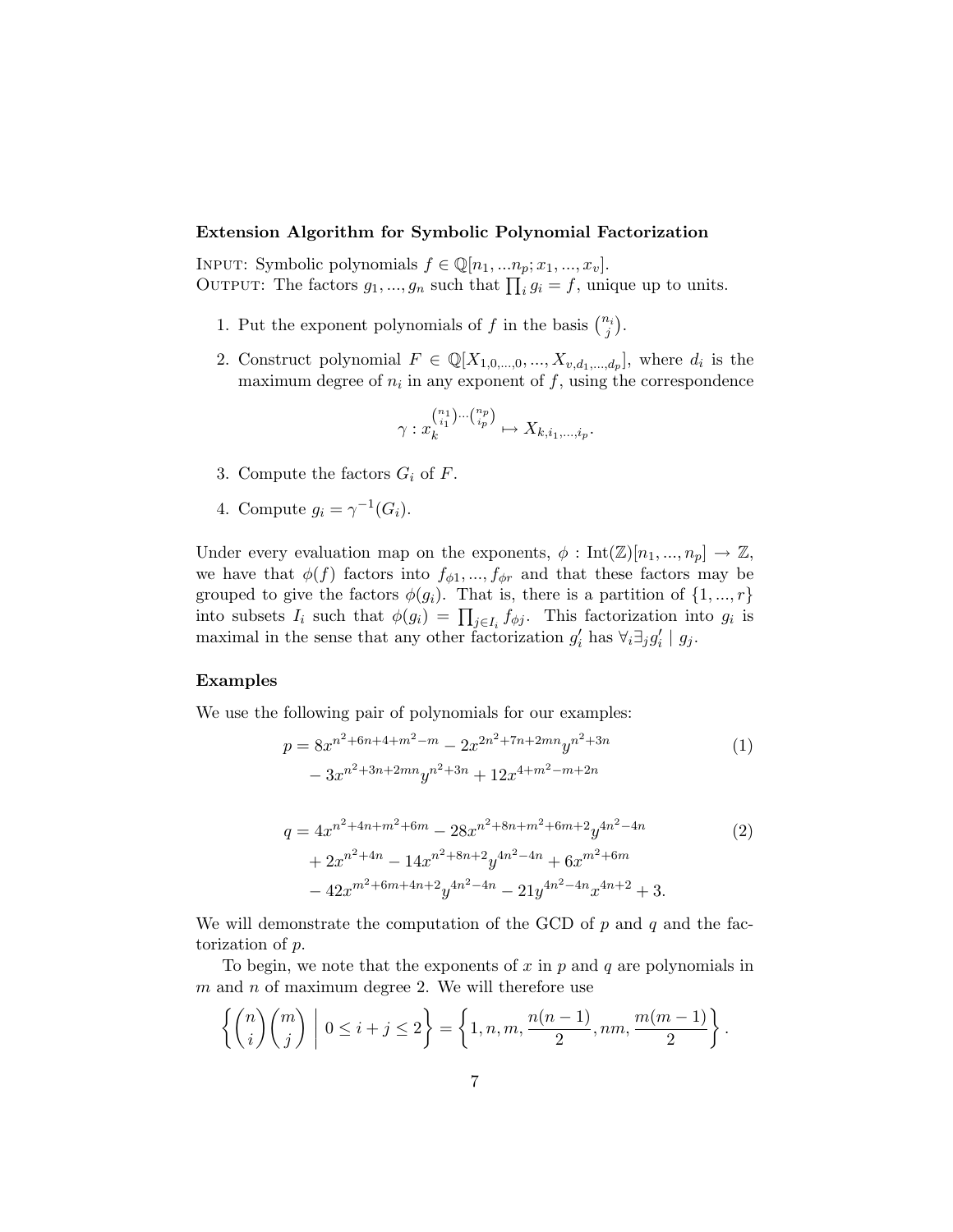**Extension Algorithm for Symbolic Polynomial Factorization**

Input: Symbolic polynomials $f \in \mathbb{Q}[n_1, ...n_p; x_1, ..., x_v]$.
Output: The factors $g_1, ..., g_n$ such that $\prod_i g_i = f$, unique up to units.

1. Put the exponent polynomials of $f$ in the basis $\binom{n_i}{j}$.
2. Construct polynomial $F \in \mathbb{Q}[X_{1,0,...,0}, ..., X_{v,d_1,...,d_p}]$, where $d_i$ is the maximum degree of $n_i$ in any exponent of $f$, using the correspondence

$$\gamma : x_k^{\binom{n_1}{i_1} \cdots \binom{n_p}{i_p}} \mapsto X_{k,i_1,...,i_p}.$$

3. Compute the factors $G_i$ of $F$.
4. Compute $g_i = \gamma^{-1}(G_i)$.

Under every evaluation map on the exponents, $\phi : \mathrm{Int}(\mathbb{Z})[n_1, ..., n_p] \to \mathbb{Z}$, we have that $\phi(f)$ factors into $f_{\phi 1}, ..., f_{\phi r}$ and that these factors may be grouped to give the factors $\phi(g_i)$. That is, there is a partition of $\{1, ..., r\}$ into subsets $I_i$ such that $\phi(g_i) = \prod_{j \in I_i} f_{\phi j}$. This factorization into $g_i$ is maximal in the sense that any other factorization $g'_i$ has $\forall_i \exists_j g'_i \mid g_j$.

**Examples**

We use the following pair of polynomials for our examples:

$$p = 8x^{n^2+6n+4+m^2-m} - 2x^{2n^2+7n+2mn}y^{n^2+3n} - 3x^{n^2+3n+2mn}y^{n^2+3n} + 12x^{4+m^2-m+2n} \tag{1}$$

$$\begin{aligned} q = {} & 4x^{n^2+4n+m^2+6m} - 28x^{n^2+8n+m^2+6m+2}y^{4n^2-4n} \\ & + 2x^{n^2+4n} - 14x^{n^2+8n+2}y^{4n^2-4n} + 6x^{m^2+6m} \\ & - 42x^{m^2+6m+4n+2}y^{4n^2-4n} - 21y^{4n^2-4n}x^{4n+2} + 3. \end{aligned} \tag{2}$$

We will demonstrate the computation of the GCD of $p$ and $q$ and the factorization of $p$.

To begin, we note that the exponents of $x$ in $p$ and $q$ are polynomials in $m$ and $n$ of maximum degree 2. We will therefore use

$$\left\{ \binom{n}{i}\binom{m}{j} \;\middle|\; 0 \le i + j \le 2 \right\} = \left\{ 1, n, m, \frac{n(n-1)}{2}, nm, \frac{m(m-1)}{2} \right\}.$$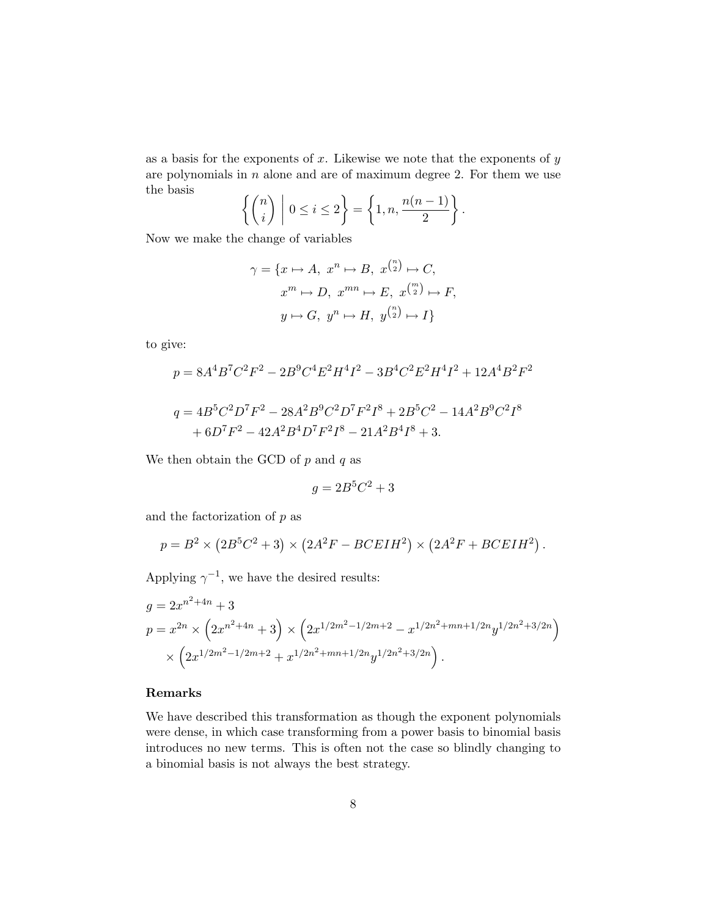as a basis for the exponents of $x$. Likewise we note that the exponents of $y$ are polynomials in $n$ alone and are of maximum degree 2. For them we use the basis

$$\left\{ \binom{n}{i} \;\middle|\; 0 \le i \le 2 \right\} = \left\{ 1, n, \frac{n(n-1)}{2} \right\}.$$

Now we make the change of variables

$$\begin{aligned}
\gamma = \{ & x \mapsto A,\ x^n \mapsto B,\ x^{\binom{n}{2}} \mapsto C, \\
& x^m \mapsto D,\ x^{mn} \mapsto E,\ x^{\binom{m}{2}} \mapsto F, \\
& y \mapsto G,\ y^n \mapsto H,\ y^{\binom{n}{2}} \mapsto I \}
\end{aligned}$$

to give:

$$p = 8A^4B^7C^2F^2 - 2B^9C^4E^2H^4I^2 - 3B^4C^2E^2H^4I^2 + 12A^4B^2F^2$$

$$\begin{aligned}
q = {} & 4B^5C^2D^7F^2 - 28A^2B^9C^2D^7F^2I^8 + 2B^5C^2 - 14A^2B^9C^2I^8 \\
& + 6D^7F^2 - 42A^2B^4D^7F^2I^8 - 21A^2B^4I^8 + 3.
\end{aligned}$$

We then obtain the GCD of $p$ and $q$ as

$$g = 2B^5C^2 + 3$$

and the factorization of $p$ as

$$p = B^2 \times \left(2B^5C^2 + 3\right) \times \left(2A^2F - BCEIH^2\right) \times \left(2A^2F + BCEIH^2\right).$$

Applying $\gamma^{-1}$, we have the desired results:

$$\begin{aligned}
g &= 2x^{n^2+4n} + 3 \\
p &= x^{2n} \times \left(2x^{n^2+4n} + 3\right) \times \left(2x^{1/2m^2-1/2m+2} - x^{1/2n^2+mn+1/2n}y^{1/2n^2+3/2n}\right) \\
&\quad \times \left(2x^{1/2m^2-1/2m+2} + x^{1/2n^2+mn+1/2n}y^{1/2n^2+3/2n}\right).
\end{aligned}$$

### Remarks

We have described this transformation as though the exponent polynomials were dense, in which case transforming from a power basis to binomial basis introduces no new terms. This is often not the case so blindly changing to a binomial basis is not always the best strategy.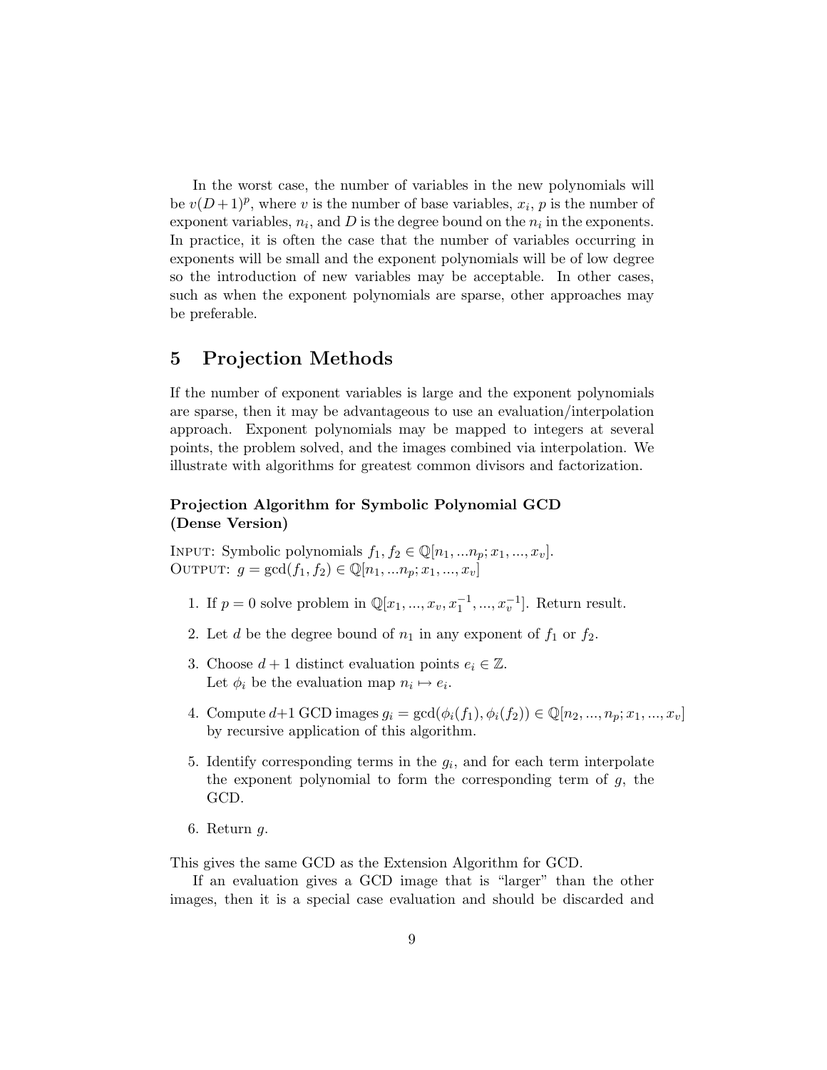In the worst case, the number of variables in the new polynomials will be $v(D+1)^p$, where $v$ is the number of base variables, $x_i$, $p$ is the number of exponent variables, $n_i$, and $D$ is the degree bound on the $n_i$ in the exponents. In practice, it is often the case that the number of variables occurring in exponents will be small and the exponent polynomials will be of low degree so the introduction of new variables may be acceptable. In other cases, such as when the exponent polynomials are sparse, other approaches may be preferable.

## 5 Projection Methods

If the number of exponent variables is large and the exponent polynomials are sparse, then it may be advantageous to use an evaluation/interpolation approach. Exponent polynomials may be mapped to integers at several points, the problem solved, and the images combined via interpolation. We illustrate with algorithms for greatest common divisors and factorization.

**Projection Algorithm for Symbolic Polynomial GCD (Dense Version)**

INPUT: Symbolic polynomials $f_1, f_2 \in \mathbb{Q}[n_1, ...n_p; x_1, ..., x_v]$.
OUTPUT: $g = \gcd(f_1, f_2) \in \mathbb{Q}[n_1, ...n_p; x_1, ..., x_v]$

1. If $p = 0$ solve problem in $\mathbb{Q}[x_1, ..., x_v, x_1^{-1}, ..., x_v^{-1}]$. Return result.
2. Let $d$ be the degree bound of $n_1$ in any exponent of $f_1$ or $f_2$.
3. Choose $d+1$ distinct evaluation points $e_i \in \mathbb{Z}$.
   Let $\phi_i$ be the evaluation map $n_i \mapsto e_i$.
4. Compute $d$+1 GCD images $g_i = \gcd(\phi_i(f_1), \phi_i(f_2)) \in \mathbb{Q}[n_2, ..., n_p; x_1, ..., x_v]$ by recursive application of this algorithm.
5. Identify corresponding terms in the $g_i$, and for each term interpolate the exponent polynomial to form the corresponding term of $g$, the GCD.
6. Return $g$.

This gives the same GCD as the Extension Algorithm for GCD.

If an evaluation gives a GCD image that is "larger" than the other images, then it is a special case evaluation and should be discarded and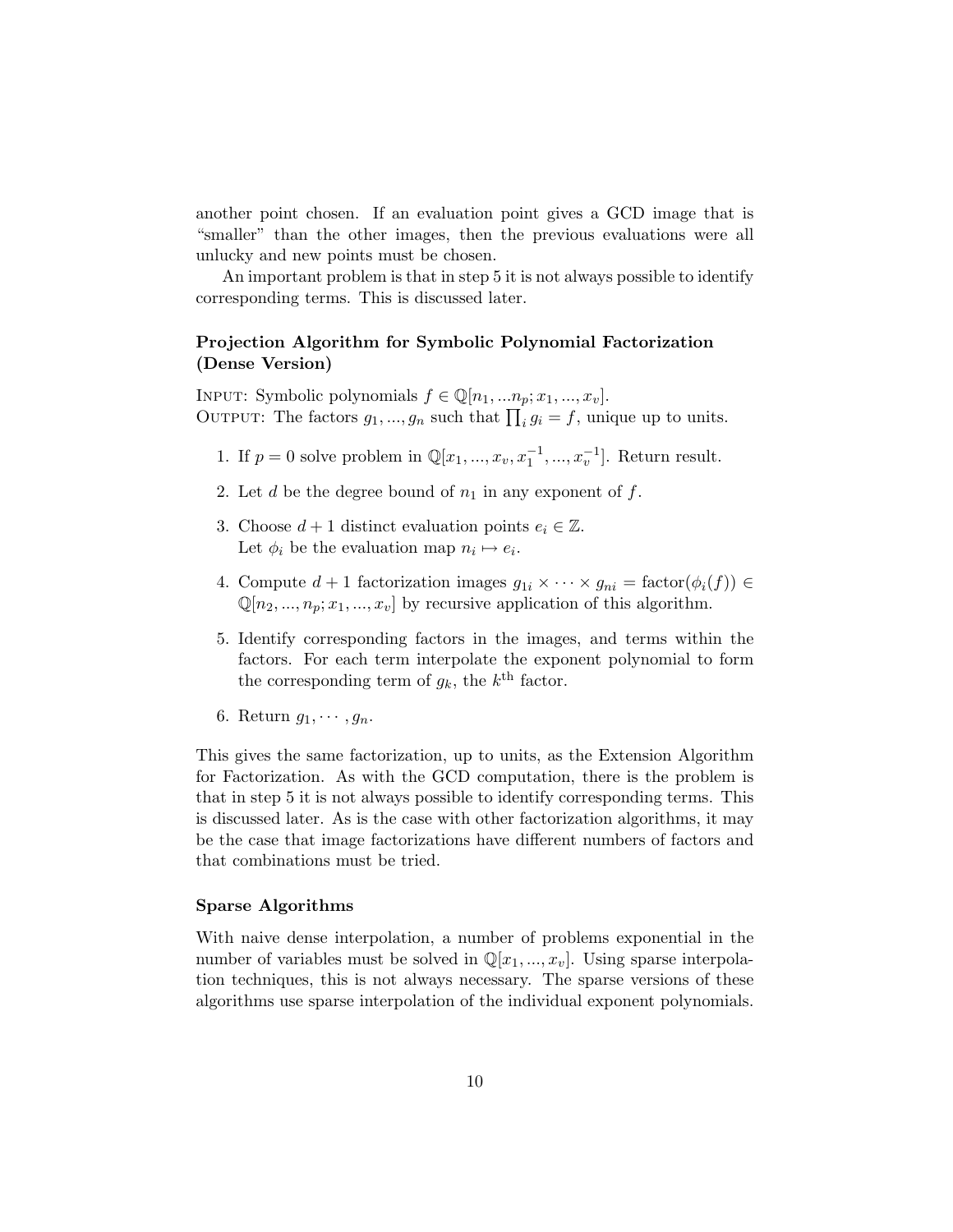another point chosen. If an evaluation point gives a GCD image that is "smaller" than the other images, then the previous evaluations were all unlucky and new points must be chosen.

An important problem is that in step 5 it is not always possible to identify corresponding terms. This is discussed later.

**Projection Algorithm for Symbolic Polynomial Factorization (Dense Version)**

INPUT: Symbolic polynomials $f \in \mathbb{Q}[n_1, ...n_p; x_1, ..., x_v]$.
OUTPUT: The factors $g_1, ..., g_n$ such that $\prod_i g_i = f$, unique up to units.

1. If $p = 0$ solve problem in $\mathbb{Q}[x_1, ..., x_v, x_1^{-1}, ..., x_v^{-1}]$. Return result.
2. Let $d$ be the degree bound of $n_1$ in any exponent of $f$.
3. Choose $d + 1$ distinct evaluation points $e_i \in \mathbb{Z}$.
   Let $\phi_i$ be the evaluation map $n_i \mapsto e_i$.
4. Compute $d + 1$ factorization images $g_{1i} \times \cdots \times g_{ni} = \text{factor}(\phi_i(f)) \in \mathbb{Q}[n_2, ..., n_p; x_1, ..., x_v]$ by recursive application of this algorithm.
5. Identify corresponding factors in the images, and terms within the factors. For each term interpolate the exponent polynomial to form the corresponding term of $g_k$, the $k^{\text{th}}$ factor.
6. Return $g_1, \cdots, g_n$.

This gives the same factorization, up to units, as the Extension Algorithm for Factorization. As with the GCD computation, there is the problem is that in step 5 it is not always possible to identify corresponding terms. This is discussed later. As is the case with other factorization algorithms, it may be the case that image factorizations have different numbers of factors and that combinations must be tried.

**Sparse Algorithms**

With naive dense interpolation, a number of problems exponential in the number of variables must be solved in $\mathbb{Q}[x_1, ..., x_v]$. Using sparse interpolation techniques, this is not always necessary. The sparse versions of these algorithms use sparse interpolation of the individual exponent polynomials.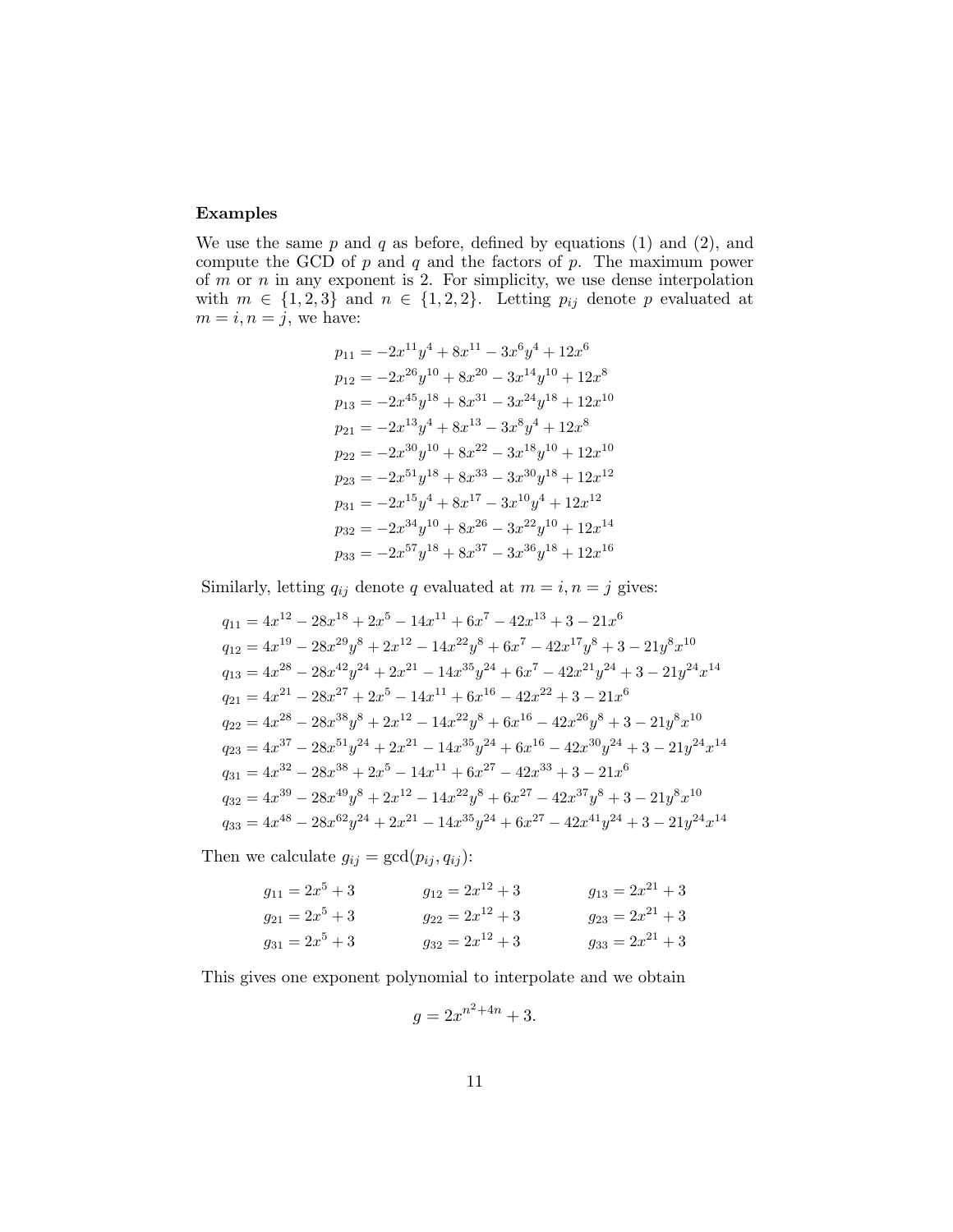**Examples**

We use the same $p$ and $q$ as before, defined by equations (1) and (2), and compute the GCD of $p$ and $q$ and the factors of $p$. The maximum power of $m$ or $n$ in any exponent is 2. For simplicity, we use dense interpolation with $m \in \{1, 2, 3\}$ and $n \in \{1, 2, 2\}$. Letting $p_{ij}$ denote $p$ evaluated at $m = i, n = j$, we have:

$$
\begin{aligned}
p_{11} &= -2x^{11}y^4 + 8x^{11} - 3x^6y^4 + 12x^6 \\
p_{12} &= -2x^{26}y^{10} + 8x^{20} - 3x^{14}y^{10} + 12x^8 \\
p_{13} &= -2x^{45}y^{18} + 8x^{31} - 3x^{24}y^{18} + 12x^{10} \\
p_{21} &= -2x^{13}y^4 + 8x^{13} - 3x^8y^4 + 12x^8 \\
p_{22} &= -2x^{30}y^{10} + 8x^{22} - 3x^{18}y^{10} + 12x^{10} \\
p_{23} &= -2x^{51}y^{18} + 8x^{33} - 3x^{30}y^{18} + 12x^{12} \\
p_{31} &= -2x^{15}y^4 + 8x^{17} - 3x^{10}y^4 + 12x^{12} \\
p_{32} &= -2x^{34}y^{10} + 8x^{26} - 3x^{22}y^{10} + 12x^{14} \\
p_{33} &= -2x^{57}y^{18} + 8x^{37} - 3x^{36}y^{18} + 12x^{16}
\end{aligned}
$$

Similarly, letting $q_{ij}$ denote $q$ evaluated at $m = i, n = j$ gives:

$$
\begin{aligned}
q_{11} &= 4x^{12} - 28x^{18} + 2x^5 - 14x^{11} + 6x^7 - 42x^{13} + 3 - 21x^6 \\
q_{12} &= 4x^{19} - 28x^{29}y^8 + 2x^{12} - 14x^{22}y^8 + 6x^7 - 42x^{17}y^8 + 3 - 21y^8x^{10} \\
q_{13} &= 4x^{28} - 28x^{42}y^{24} + 2x^{21} - 14x^{35}y^{24} + 6x^7 - 42x^{21}y^{24} + 3 - 21y^{24}x^{14} \\
q_{21} &= 4x^{21} - 28x^{27} + 2x^5 - 14x^{11} + 6x^{16} - 42x^{22} + 3 - 21x^6 \\
q_{22} &= 4x^{28} - 28x^{38}y^8 + 2x^{12} - 14x^{22}y^8 + 6x^{16} - 42x^{26}y^8 + 3 - 21y^8x^{10} \\
q_{23} &= 4x^{37} - 28x^{51}y^{24} + 2x^{21} - 14x^{35}y^{24} + 6x^{16} - 42x^{30}y^{24} + 3 - 21y^{24}x^{14} \\
q_{31} &= 4x^{32} - 28x^{38} + 2x^5 - 14x^{11} + 6x^{27} - 42x^{33} + 3 - 21x^6 \\
q_{32} &= 4x^{39} - 28x^{49}y^8 + 2x^{12} - 14x^{22}y^8 + 6x^{27} - 42x^{37}y^8 + 3 - 21y^8x^{10} \\
q_{33} &= 4x^{48} - 28x^{62}y^{24} + 2x^{21} - 14x^{35}y^{24} + 6x^{27} - 42x^{41}y^{24} + 3 - 21y^{24}x^{14}
\end{aligned}
$$

Then we calculate $g_{ij} = \gcd(p_{ij}, q_{ij})$:

$$
\begin{array}{lll}
g_{11} = 2x^5 + 3 & g_{12} = 2x^{12} + 3 & g_{13} = 2x^{21} + 3 \\
g_{21} = 2x^5 + 3 & g_{22} = 2x^{12} + 3 & g_{23} = 2x^{21} + 3 \\
g_{31} = 2x^5 + 3 & g_{32} = 2x^{12} + 3 & g_{33} = 2x^{21} + 3
\end{array}
$$

This gives one exponent polynomial to interpolate and we obtain

$$
g = 2x^{n^2+4n} + 3.
$$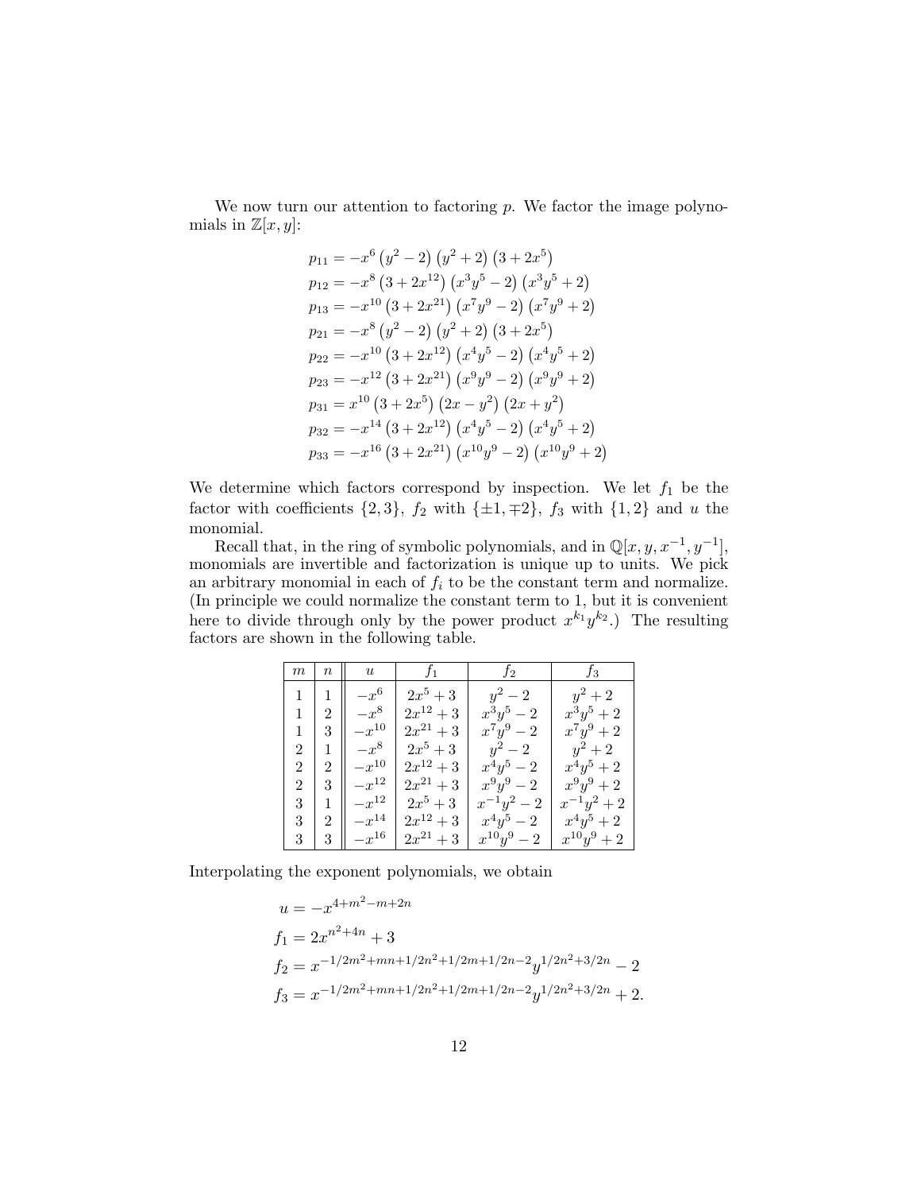We now turn our attention to factoring $p$. We factor the image polynomials in $\mathbb{Z}[x, y]$:

$$
\begin{aligned}
p_{11} &= -x^6\left(y^2-2\right)\left(y^2+2\right)\left(3+2x^5\right)\\
p_{12} &= -x^8\left(3+2x^{12}\right)\left(x^3y^5-2\right)\left(x^3y^5+2\right)\\
p_{13} &= -x^{10}\left(3+2x^{21}\right)\left(x^7y^9-2\right)\left(x^7y^9+2\right)\\
p_{21} &= -x^8\left(y^2-2\right)\left(y^2+2\right)\left(3+2x^5\right)\\
p_{22} &= -x^{10}\left(3+2x^{12}\right)\left(x^4y^5-2\right)\left(x^4y^5+2\right)\\
p_{23} &= -x^{12}\left(3+2x^{21}\right)\left(x^9y^9-2\right)\left(x^9y^9+2\right)\\
p_{31} &= x^{10}\left(3+2x^5\right)\left(2x-y^2\right)\left(2x+y^2\right)\\
p_{32} &= -x^{14}\left(3+2x^{12}\right)\left(x^4y^5-2\right)\left(x^4y^5+2\right)\\
p_{33} &= -x^{16}\left(3+2x^{21}\right)\left(x^{10}y^9-2\right)\left(x^{10}y^9+2\right)
\end{aligned}
$$

We determine which factors correspond by inspection. We let $f_1$ be the factor with coefficients $\{2, 3\}$, $f_2$ with $\{\pm1, \mp2\}$, $f_3$ with $\{1, 2\}$ and $u$ the monomial.

Recall that, in the ring of symbolic polynomials, and in $\mathbb{Q}[x, y, x^{-1}, y^{-1}]$, monomials are invertible and factorization is unique up to units. We pick an arbitrary monomial in each of $f_i$ to be the constant term and normalize. (In principle we could normalize the constant term to 1, but it is convenient here to divide through only by the power product $x^{k_1}y^{k_2}$.) The resulting factors are shown in the following table.

| $m$ | $n$ | $u$ | $f_1$ | $f_2$ | $f_3$ |
|---|---|---|---|---|---|
| 1 | 1 | $-x^6$ | $2x^5+3$ | $y^2-2$ | $y^2+2$ |
| 1 | 2 | $-x^8$ | $2x^{12}+3$ | $x^3y^5-2$ | $x^3y^5+2$ |
| 1 | 3 | $-x^{10}$ | $2x^{21}+3$ | $x^7y^9-2$ | $x^7y^9+2$ |
| 2 | 1 | $-x^8$ | $2x^5+3$ | $y^2-2$ | $y^2+2$ |
| 2 | 2 | $-x^{10}$ | $2x^{12}+3$ | $x^4y^5-2$ | $x^4y^5+2$ |
| 2 | 3 | $-x^{12}$ | $2x^{21}+3$ | $x^9y^9-2$ | $x^9y^9+2$ |
| 3 | 1 | $-x^{12}$ | $2x^5+3$ | $x^{-1}y^2-2$ | $x^{-1}y^2+2$ |
| 3 | 2 | $-x^{14}$ | $2x^{12}+3$ | $x^4y^5-2$ | $x^4y^5+2$ |
| 3 | 3 | $-x^{16}$ | $2x^{21}+3$ | $x^{10}y^9-2$ | $x^{10}y^9+2$ |

Interpolating the exponent polynomials, we obtain

$$
\begin{aligned}
u &= -x^{4+m^2-m+2n}\\
f_1 &= 2x^{n^2+4n}+3\\
f_2 &= x^{-1/2m^2+mn+1/2n^2+1/2m+1/2n-2}y^{1/2n^2+3/2n}-2\\
f_3 &= x^{-1/2m^2+mn+1/2n^2+1/2m+1/2n-2}y^{1/2n^2+3/2n}+2.
\end{aligned}
$$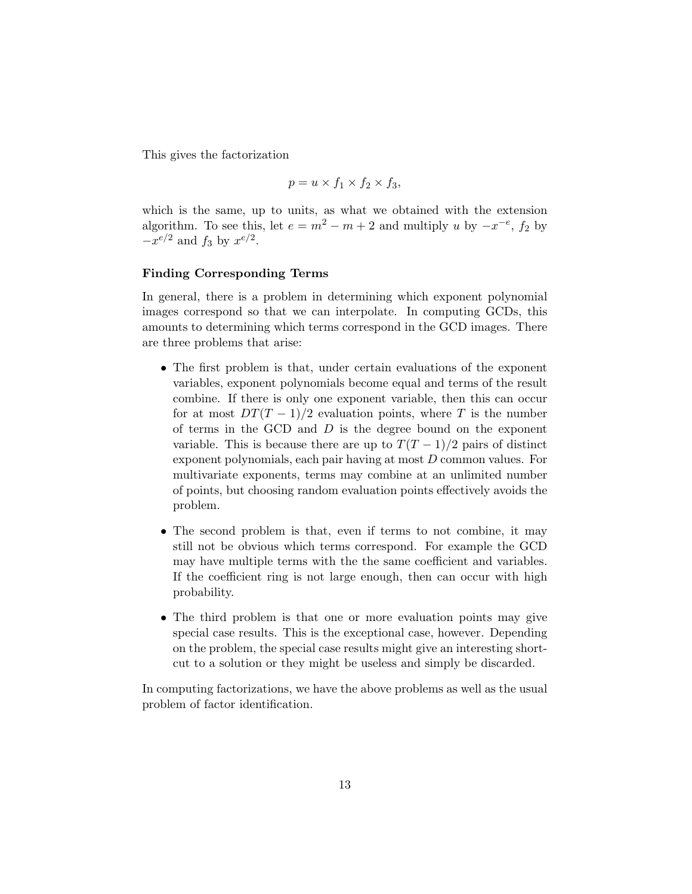This gives the factorization

$$p = u \times f_1 \times f_2 \times f_3,$$

which is the same, up to units, as what we obtained with the extension algorithm. To see this, let $e = m^2 - m + 2$ and multiply $u$ by $-x^{-e}$, $f_2$ by $-x^{e/2}$ and $f_3$ by $x^{e/2}$.

**Finding Corresponding Terms**

In general, there is a problem in determining which exponent polynomial images correspond so that we can interpolate. In computing GCDs, this amounts to determining which terms correspond in the GCD images. There are three problems that arise:

- The first problem is that, under certain evaluations of the exponent variables, exponent polynomials become equal and terms of the result combine. If there is only one exponent variable, then this can occur for at most $DT(T-1)/2$ evaluation points, where $T$ is the number of terms in the GCD and $D$ is the degree bound on the exponent variable. This is because there are up to $T(T-1)/2$ pairs of distinct exponent polynomials, each pair having at most $D$ common values. For multivariate exponents, terms may combine at an unlimited number of points, but choosing random evaluation points effectively avoids the problem.

- The second problem is that, even if terms to not combine, it may still not be obvious which terms correspond. For example the GCD may have multiple terms with the the same coefficient and variables. If the coefficient ring is not large enough, then can occur with high probability.

- The third problem is that one or more evaluation points may give special case results. This is the exceptional case, however. Depending on the problem, the special case results might give an interesting short-cut to a solution or they might be useless and simply be discarded.

In computing factorizations, we have the above problems as well as the usual problem of factor identification.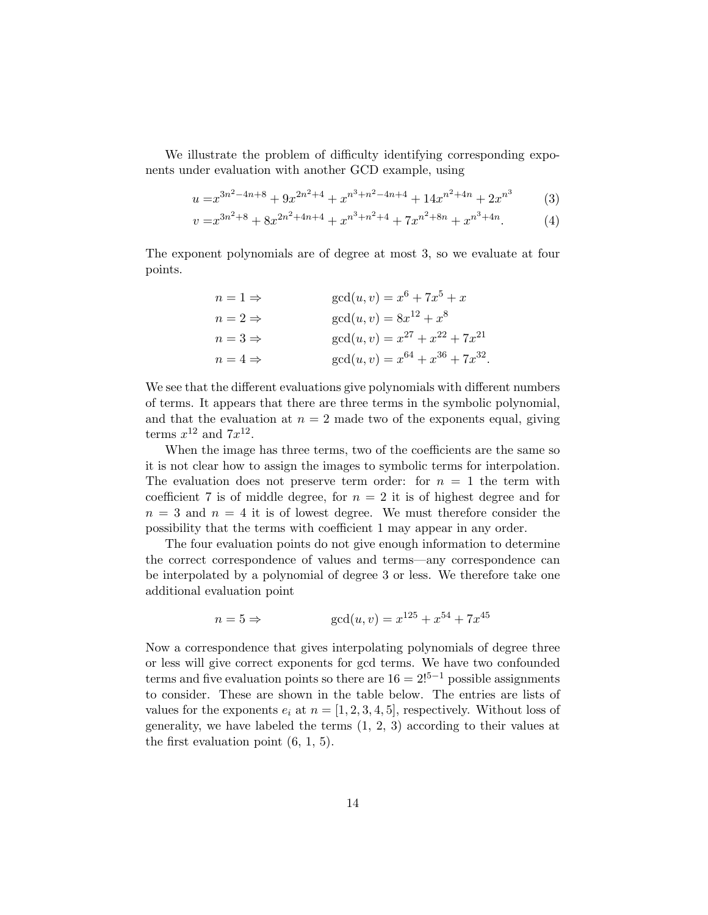We illustrate the problem of difficulty identifying corresponding exponents under evaluation with another GCD example, using

$$u = x^{3n^2-4n+8} + 9x^{2n^2+4} + x^{n^3+n^2-4n+4} + 14x^{n^2+4n} + 2x^{n^3} \tag{3}$$

$$v = x^{3n^2+8} + 8x^{2n^2+4n+4} + x^{n^3+n^2+4} + 7x^{n^2+8n} + x^{n^3+4n}. \tag{4}$$

The exponent polynomials are of degree at most 3, so we evaluate at four points.

$$
\begin{aligned}
n = 1 \Rightarrow \quad & \gcd(u, v) = x^6 + 7x^5 + x \\
n = 2 \Rightarrow \quad & \gcd(u, v) = 8x^{12} + x^8 \\
n = 3 \Rightarrow \quad & \gcd(u, v) = x^{27} + x^{22} + 7x^{21} \\
n = 4 \Rightarrow \quad & \gcd(u, v) = x^{64} + x^{36} + 7x^{32}.
\end{aligned}
$$

We see that the different evaluations give polynomials with different numbers of terms. It appears that there are three terms in the symbolic polynomial, and that the evaluation at $n = 2$ made two of the exponents equal, giving terms $x^{12}$ and $7x^{12}$.

When the image has three terms, two of the coefficients are the same so it is not clear how to assign the images to symbolic terms for interpolation. The evaluation does not preserve term order: for $n = 1$ the term with coefficient 7 is of middle degree, for $n = 2$ it is of highest degree and for $n = 3$ and $n = 4$ it is of lowest degree. We must therefore consider the possibility that the terms with coefficient 1 may appear in any order.

The four evaluation points do not give enough information to determine the correct correspondence of values and terms—any correspondence can be interpolated by a polynomial of degree 3 or less. We therefore take one additional evaluation point

$$n = 5 \Rightarrow \quad \gcd(u, v) = x^{125} + x^{54} + 7x^{45}$$

Now a correspondence that gives interpolating polynomials of degree three or less will give correct exponents for gcd terms. We have two confounded terms and five evaluation points so there are $16 = 2!^{5-1}$ possible assignments to consider. These are shown in the table below. The entries are lists of values for the exponents $e_i$ at $n = [1, 2, 3, 4, 5]$, respectively. Without loss of generality, we have labeled the terms (1, 2, 3) according to their values at the first evaluation point (6, 1, 5).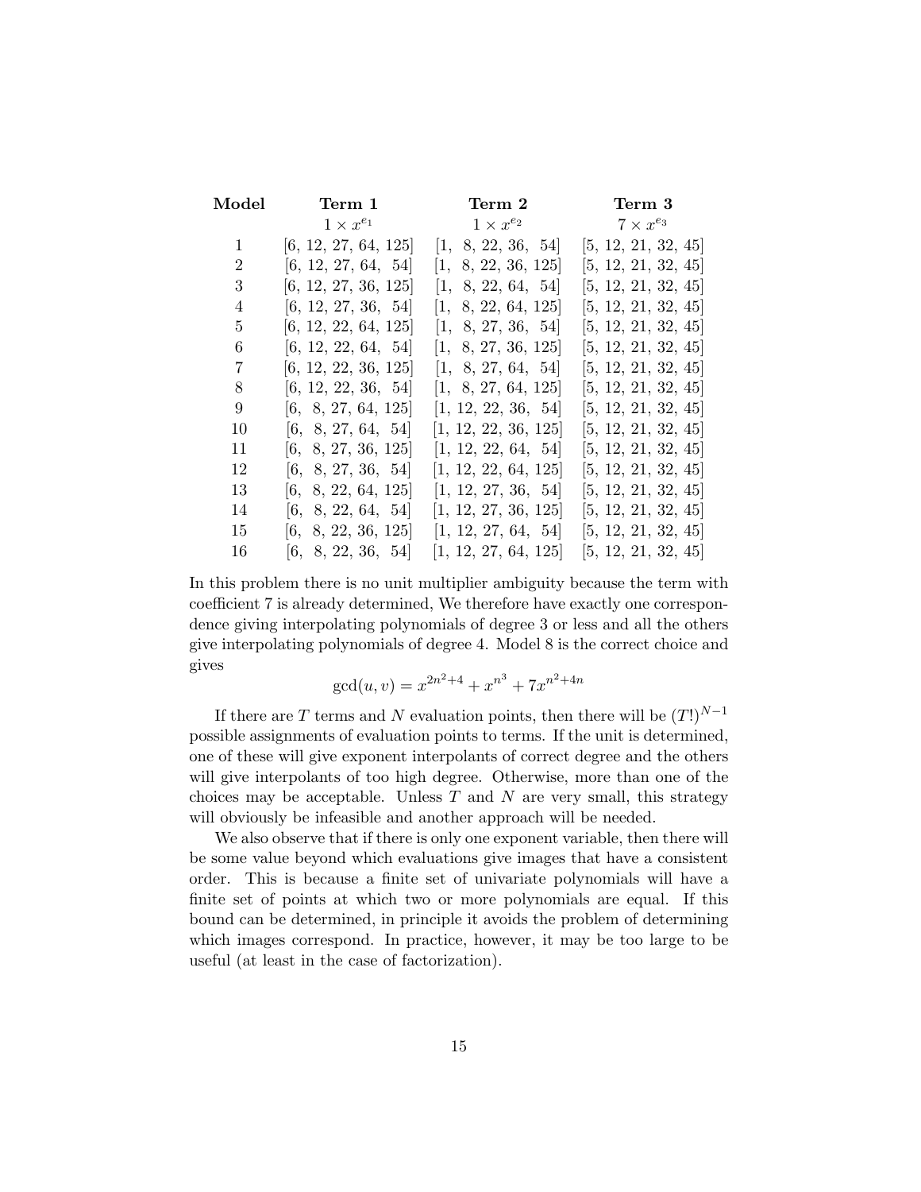| Model | Term 1 | Term 2 | Term 3 |
| --- | --- | --- | --- |
| | $1 \times x^{e_1}$ | $1 \times x^{e_2}$ | $7 \times x^{e_3}$ |
| 1 | [6, 12, 27, 64, 125] | [1, 8, 22, 36, 54] | [5, 12, 21, 32, 45] |
| 2 | [6, 12, 27, 64, 54] | [1, 8, 22, 36, 125] | [5, 12, 21, 32, 45] |
| 3 | [6, 12, 27, 36, 125] | [1, 8, 22, 64, 54] | [5, 12, 21, 32, 45] |
| 4 | [6, 12, 27, 36, 54] | [1, 8, 22, 64, 125] | [5, 12, 21, 32, 45] |
| 5 | [6, 12, 22, 64, 125] | [1, 8, 27, 36, 54] | [5, 12, 21, 32, 45] |
| 6 | [6, 12, 22, 64, 54] | [1, 8, 27, 36, 125] | [5, 12, 21, 32, 45] |
| 7 | [6, 12, 22, 36, 125] | [1, 8, 27, 64, 54] | [5, 12, 21, 32, 45] |
| 8 | [6, 12, 22, 36, 54] | [1, 8, 27, 64, 125] | [5, 12, 21, 32, 45] |
| 9 | [6, 8, 27, 64, 125] | [1, 12, 22, 36, 54] | [5, 12, 21, 32, 45] |
| 10 | [6, 8, 27, 64, 54] | [1, 12, 22, 36, 125] | [5, 12, 21, 32, 45] |
| 11 | [6, 8, 27, 36, 125] | [1, 12, 22, 64, 54] | [5, 12, 21, 32, 45] |
| 12 | [6, 8, 27, 36, 54] | [1, 12, 22, 64, 125] | [5, 12, 21, 32, 45] |
| 13 | [6, 8, 22, 64, 125] | [1, 12, 27, 36, 54] | [5, 12, 21, 32, 45] |
| 14 | [6, 8, 22, 64, 54] | [1, 12, 27, 36, 125] | [5, 12, 21, 32, 45] |
| 15 | [6, 8, 22, 36, 125] | [1, 12, 27, 64, 54] | [5, 12, 21, 32, 45] |
| 16 | [6, 8, 22, 36, 54] | [1, 12, 27, 64, 125] | [5, 12, 21, 32, 45] |

In this problem there is no unit multiplier ambiguity because the term with coefficient 7 is already determined, We therefore have exactly one correspondence giving interpolating polynomials of degree 3 or less and all the others give interpolating polynomials of degree 4. Model 8 is the correct choice and gives

$$\gcd(u, v) = x^{2n^2+4} + x^{n^3} + 7x^{n^2+4n}$$

If there are $T$ terms and $N$ evaluation points, then there will be $(T!)^{N-1}$ possible assignments of evaluation points to terms. If the unit is determined, one of these will give exponent interpolants of correct degree and the others will give interpolants of too high degree. Otherwise, more than one of the choices may be acceptable. Unless $T$ and $N$ are very small, this strategy will obviously be infeasible and another approach will be needed.

We also observe that if there is only one exponent variable, then there will be some value beyond which evaluations give images that have a consistent order. This is because a finite set of univariate polynomials will have a finite set of points at which two or more polynomials are equal. If this bound can be determined, in principle it avoids the problem of determining which images correspond. In practice, however, it may be too large to be useful (at least in the case of factorization).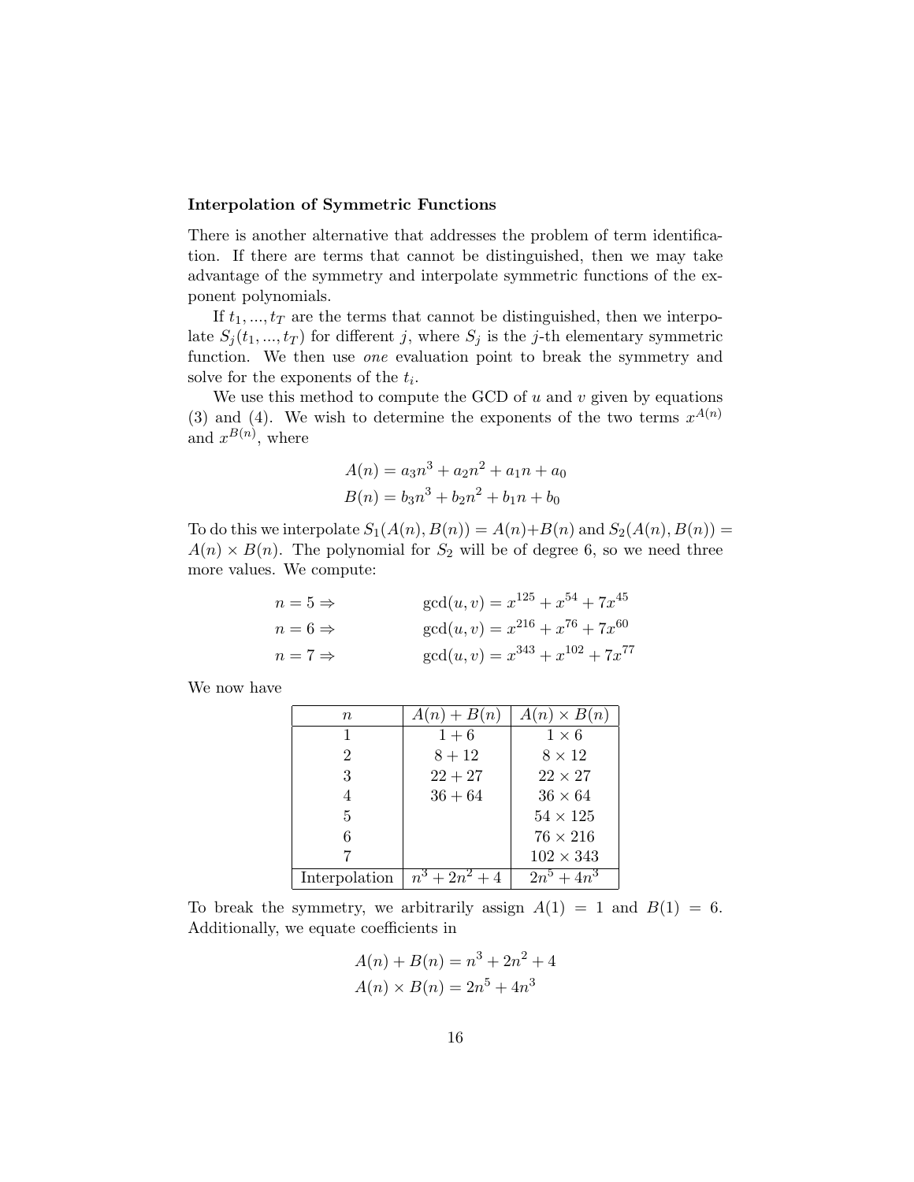**Interpolation of Symmetric Functions**

There is another alternative that addresses the problem of term identification. If there are terms that cannot be distinguished, then we may take advantage of the symmetry and interpolate symmetric functions of the exponent polynomials.

If $t_1, ..., t_T$ are the terms that cannot be distinguished, then we interpolate $S_j(t_1, ..., t_T)$ for different $j$, where $S_j$ is the $j$-th elementary symmetric function. We then use *one* evaluation point to break the symmetry and solve for the exponents of the $t_i$.

We use this method to compute the GCD of $u$ and $v$ given by equations (3) and (4). We wish to determine the exponents of the two terms $x^{A(n)}$ and $x^{B(n)}$, where

$$A(n) = a_3 n^3 + a_2 n^2 + a_1 n + a_0$$
$$B(n) = b_3 n^3 + b_2 n^2 + b_1 n + b_0$$

To do this we interpolate $S_1(A(n), B(n)) = A(n) + B(n)$ and $S_2(A(n), B(n)) = A(n) \times B(n)$. The polynomial for $S_2$ will be of degree 6, so we need three more values. We compute:

$$n = 5 \Rightarrow \qquad \gcd(u, v) = x^{125} + x^{54} + 7x^{45}$$
$$n = 6 \Rightarrow \qquad \gcd(u, v) = x^{216} + x^{76} + 7x^{60}$$
$$n = 7 \Rightarrow \qquad \gcd(u, v) = x^{343} + x^{102} + 7x^{77}$$

We now have

| $n$ | $A(n) + B(n)$ | $A(n) \times B(n)$ |
|---|---|---|
| 1 | $1 + 6$ | $1 \times 6$ |
| 2 | $8 + 12$ | $8 \times 12$ |
| 3 | $22 + 27$ | $22 \times 27$ |
| 4 | $36 + 64$ | $36 \times 64$ |
| 5 | | $54 \times 125$ |
| 6 | | $76 \times 216$ |
| 7 | | $102 \times 343$ |
| Interpolation | $n^3 + 2n^2 + 4$ | $2n^5 + 4n^3$ |

To break the symmetry, we arbitrarily assign $A(1) = 1$ and $B(1) = 6$. Additionally, we equate coefficients in

$$A(n) + B(n) = n^3 + 2n^2 + 4$$
$$A(n) \times B(n) = 2n^5 + 4n^3$$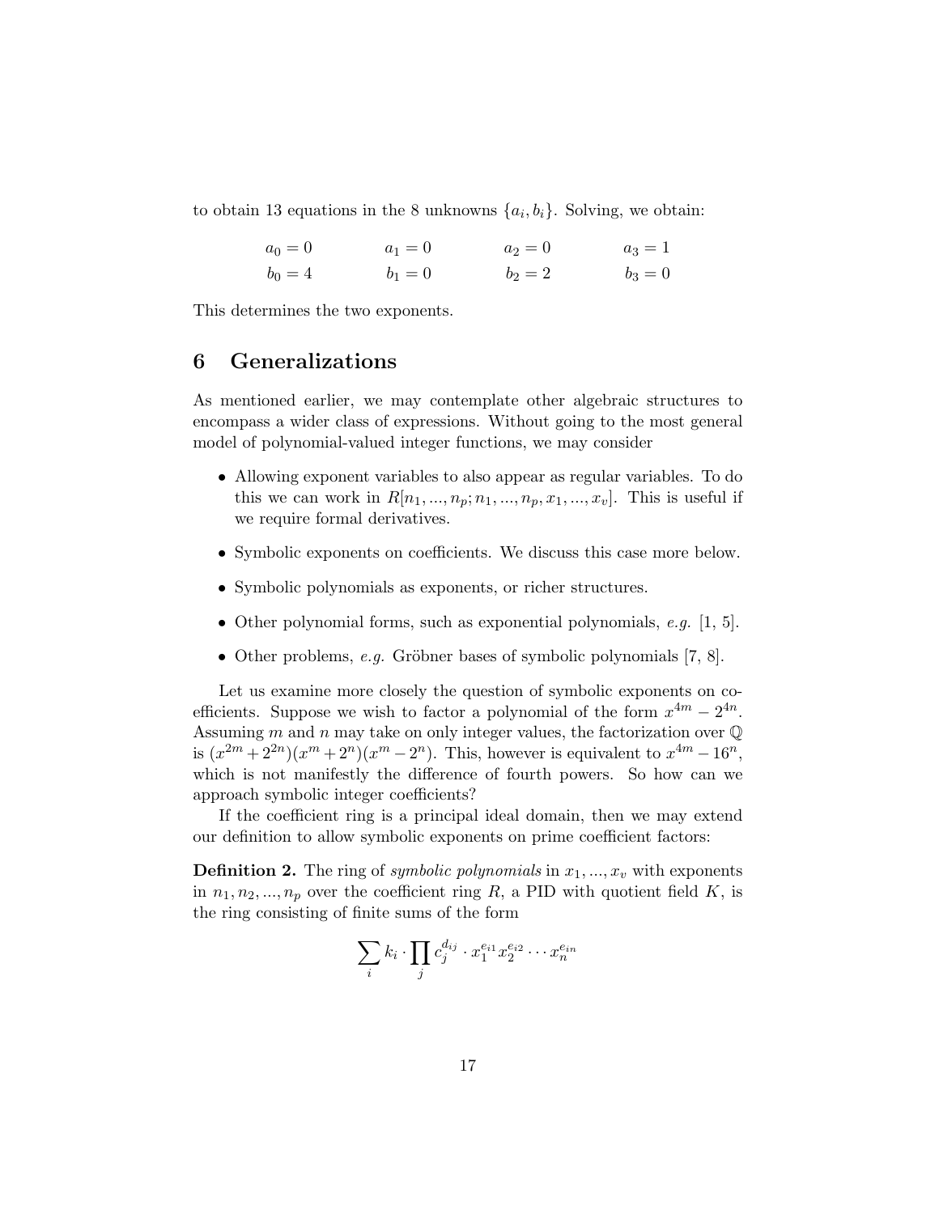to obtain 13 equations in the 8 unknowns $\{a_i, b_i\}$. Solving, we obtain:

$$
\begin{array}{llll}
a_0 = 0 & a_1 = 0 & a_2 = 0 & a_3 = 1 \\
b_0 = 4 & b_1 = 0 & b_2 = 2 & b_3 = 0
\end{array}
$$

This determines the two exponents.

## 6 Generalizations

As mentioned earlier, we may contemplate other algebraic structures to encompass a wider class of expressions. Without going to the most general model of polynomial-valued integer functions, we may consider

- Allowing exponent variables to also appear as regular variables. To do this we can work in $R[n_1, ..., n_p; n_1, ..., n_p, x_1, ..., x_v]$. This is useful if we require formal derivatives.
- Symbolic exponents on coefficients. We discuss this case more below.
- Symbolic polynomials as exponents, or richer structures.
- Other polynomial forms, such as exponential polynomials, *e.g.* [1, 5].
- Other problems, *e.g.* Gröbner bases of symbolic polynomials [7, 8].

Let us examine more closely the question of symbolic exponents on coefficients. Suppose we wish to factor a polynomial of the form $x^{4m} - 2^{4n}$. Assuming $m$ and $n$ may take on only integer values, the factorization over $\mathbb{Q}$ is $(x^{2m} + 2^{2n})(x^m + 2^n)(x^m - 2^n)$. This, however is equivalent to $x^{4m} - 16^n$, which is not manifestly the difference of fourth powers. So how can we approach symbolic integer coefficients?

If the coefficient ring is a principal ideal domain, then we may extend our definition to allow symbolic exponents on prime coefficient factors:

**Definition 2.** The ring of *symbolic polynomials* in $x_1, ..., x_v$ with exponents in $n_1, n_2, ..., n_p$ over the coefficient ring $R$, a PID with quotient field $K$, is the ring consisting of finite sums of the form

$$\sum_i k_i \cdot \prod_j c_j^{d_{ij}} \cdot x_1^{e_{i1}} x_2^{e_{i2}} \cdots x_n^{e_{in}}$$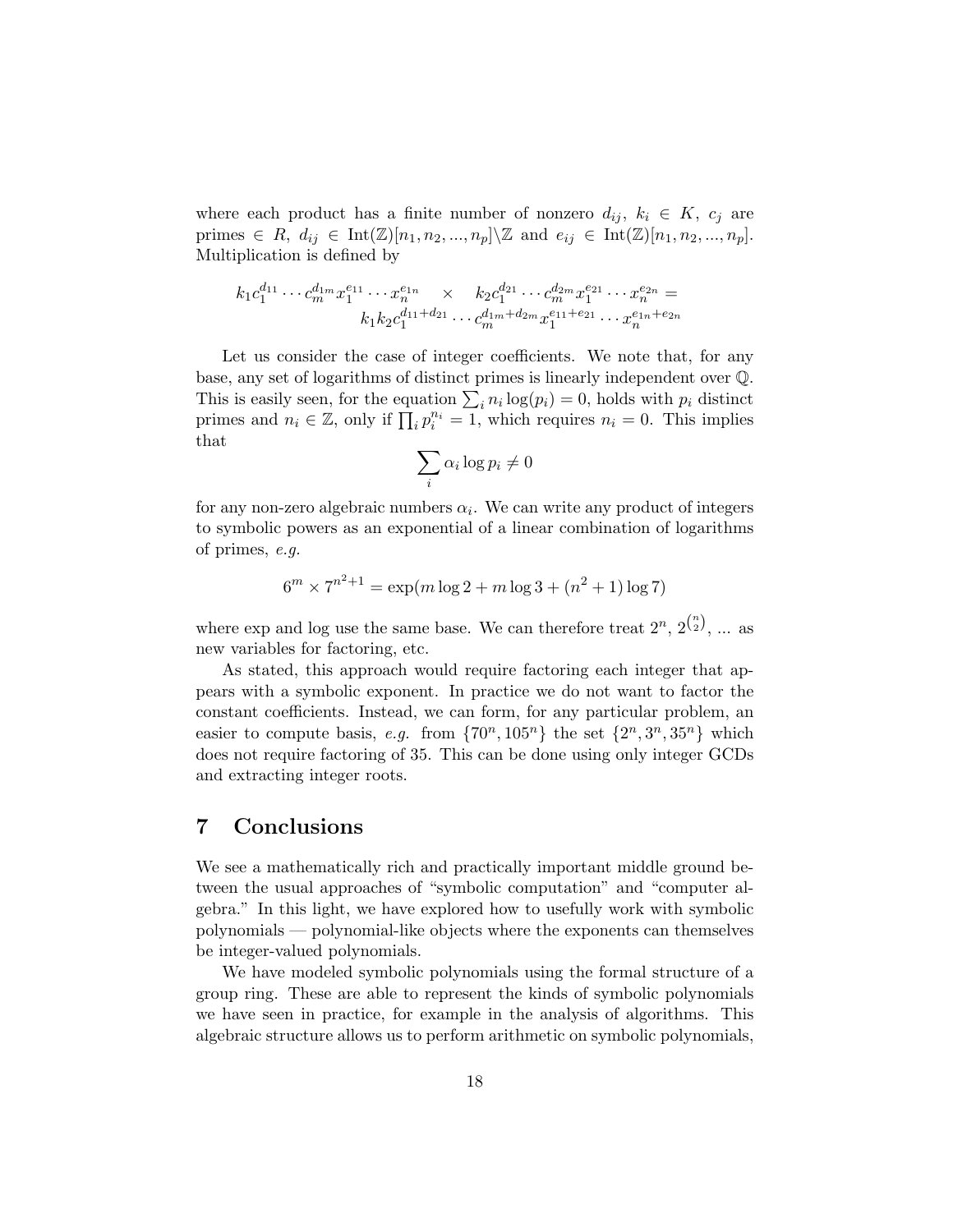where each product has a finite number of nonzero $d_{ij}$, $k_i \in K$, $c_j$ are primes $\in R$, $d_{ij} \in \text{Int}(\mathbb{Z})[n_1, n_2, ..., n_p] \backslash \mathbb{Z}$ and $e_{ij} \in \text{Int}(\mathbb{Z})[n_1, n_2, ..., n_p]$. Multiplication is defined by

$$k_1 c_1^{d_{11}} \cdots c_m^{d_{1m}} x_1^{e_{11}} \cdots x_n^{e_{1n}} \quad \times \quad k_2 c_1^{d_{21}} \cdots c_m^{d_{2m}} x_1^{e_{21}} \cdots x_n^{e_{2n}} = k_1 k_2 c_1^{d_{11}+d_{21}} \cdots c_m^{d_{1m}+d_{2m}} x_1^{e_{11}+e_{21}} \cdots x_n^{e_{1n}+e_{2n}}$$

Let us consider the case of integer coefficients. We note that, for any base, any set of logarithms of distinct primes is linearly independent over $\mathbb{Q}$. This is easily seen, for the equation $\sum_i n_i \log(p_i) = 0$, holds with $p_i$ distinct primes and $n_i \in \mathbb{Z}$, only if $\prod_i p_i^{n_i} = 1$, which requires $n_i = 0$. This implies that

$$\sum_i \alpha_i \log p_i \neq 0$$

for any non-zero algebraic numbers $\alpha_i$. We can write any product of integers to symbolic powers as an exponential of a linear combination of logarithms of primes, *e.g.*

$$6^m \times 7^{n^2+1} = \exp(m \log 2 + m \log 3 + (n^2+1) \log 7)$$

where exp and log use the same base. We can therefore treat $2^n$, $2^{\binom{n}{2}}$, ... as new variables for factoring, etc.

As stated, this approach would require factoring each integer that appears with a symbolic exponent. In practice we do not want to factor the constant coefficients. Instead, we can form, for any particular problem, an easier to compute basis, *e.g.* from $\{70^n, 105^n\}$ the set $\{2^n, 3^n, 35^n\}$ which does not require factoring of 35. This can be done using only integer GCDs and extracting integer roots.

## 7 Conclusions

We see a mathematically rich and practically important middle ground between the usual approaches of "symbolic computation" and "computer algebra." In this light, we have explored how to usefully work with symbolic polynomials — polynomial-like objects where the exponents can themselves be integer-valued polynomials.

We have modeled symbolic polynomials using the formal structure of a group ring. These are able to represent the kinds of symbolic polynomials we have seen in practice, for example in the analysis of algorithms. This algebraic structure allows us to perform arithmetic on symbolic polynomials,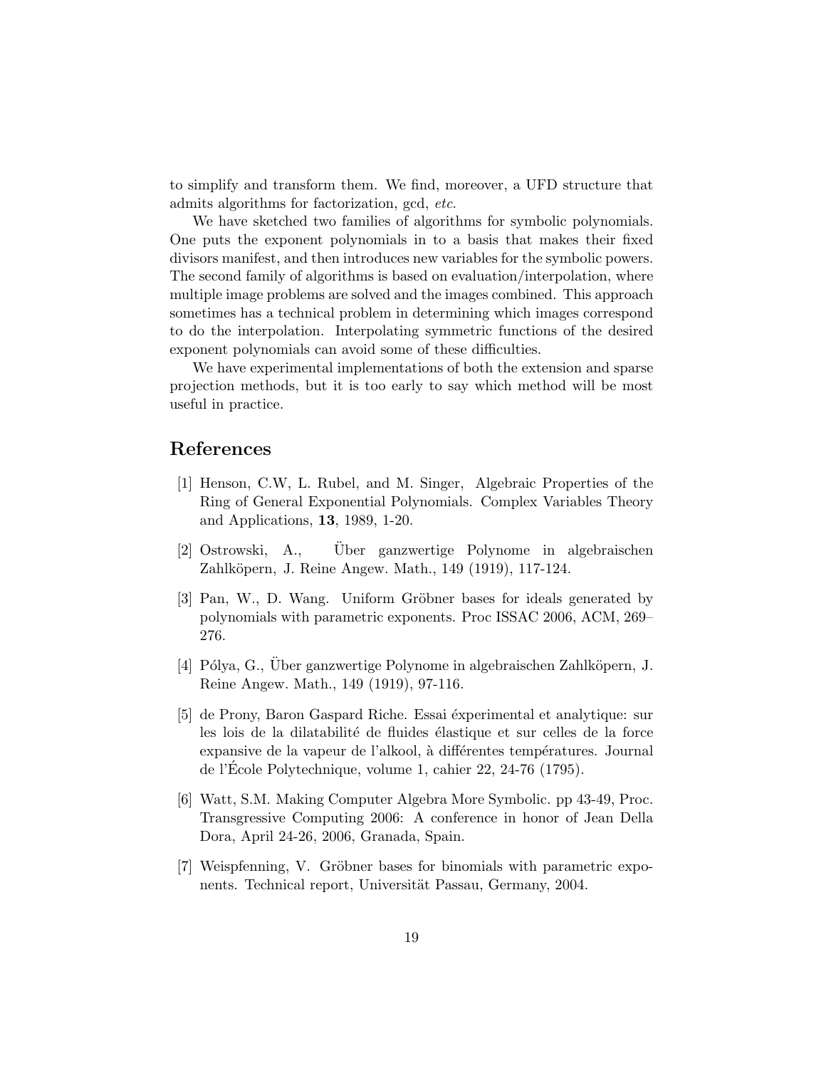to simplify and transform them. We find, moreover, a UFD structure that admits algorithms for factorization, gcd, *etc.*

We have sketched two families of algorithms for symbolic polynomials. One puts the exponent polynomials in to a basis that makes their fixed divisors manifest, and then introduces new variables for the symbolic powers. The second family of algorithms is based on evaluation/interpolation, where multiple image problems are solved and the images combined. This approach sometimes has a technical problem in determining which images correspond to do the interpolation. Interpolating symmetric functions of the desired exponent polynomials can avoid some of these difficulties.

We have experimental implementations of both the extension and sparse projection methods, but it is too early to say which method will be most useful in practice.

## References

[1] Henson, C.W, L. Rubel, and M. Singer, Algebraic Properties of the Ring of General Exponential Polynomials. Complex Variables Theory and Applications, **13**, 1989, 1-20.

[2] Ostrowski, A., Über ganzwertige Polynome in algebraischen Zahlköpern, J. Reine Angew. Math., 149 (1919), 117-124.

[3] Pan, W., D. Wang. Uniform Gröbner bases for ideals generated by polynomials with parametric exponents. Proc ISSAC 2006, ACM, 269–276.

[4] Pólya, G., Über ganzwertige Polynome in algebraischen Zahlköpern, J. Reine Angew. Math., 149 (1919), 97-116.

[5] de Prony, Baron Gaspard Riche. Essai éxperimental et analytique: sur les lois de la dilatabilité de fluides élastique et sur celles de la force expansive de la vapeur de l'alkool, à différentes températures. Journal de l'École Polytechnique, volume 1, cahier 22, 24-76 (1795).

[6] Watt, S.M. Making Computer Algebra More Symbolic. pp 43-49, Proc. Transgressive Computing 2006: A conference in honor of Jean Della Dora, April 24-26, 2006, Granada, Spain.

[7] Weispfenning, V. Gröbner bases for binomials with parametric exponents. Technical report, Universität Passau, Germany, 2004.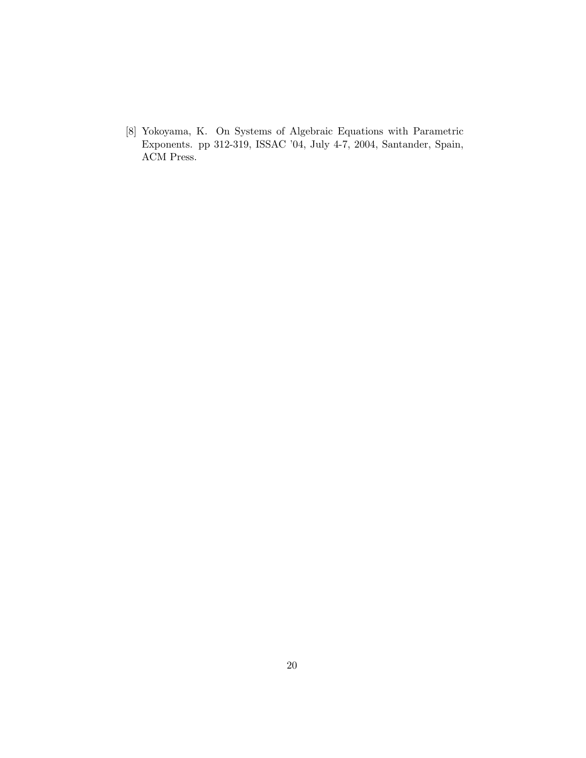[8] Yokoyama, K. On Systems of Algebraic Equations with Parametric Exponents. pp 312-319, ISSAC '04, July 4-7, 2004, Santander, Spain, ACM Press.